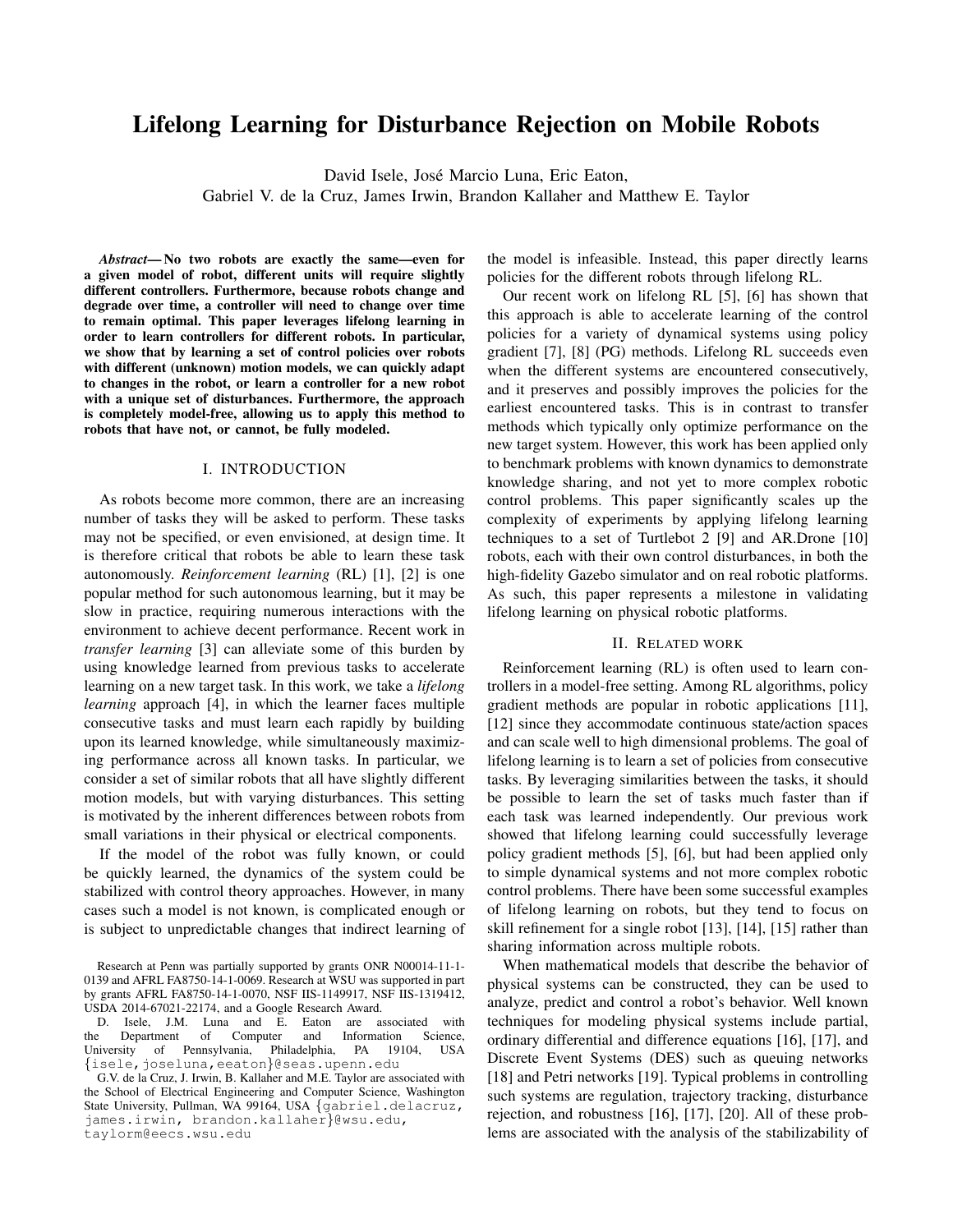# Lifelong Learning for Disturbance Rejection on Mobile Robots

David Isele, José Marcio Luna, Eric Eaton,
Gabriel V. de la Cruz, James Irwin, Brandon Kallaher and Matthew E. Taylor

***Abstract*— No two robots are exactly the same—even for a given model of robot, different units will require slightly different controllers. Furthermore, because robots change and degrade over time, a controller will need to change over time to remain optimal. This paper leverages lifelong learning in order to learn controllers for different robots. In particular, we show that by learning a set of control policies over robots with different (unknown) motion models, we can quickly adapt to changes in the robot, or learn a controller for a new robot with a unique set of disturbances. Furthermore, the approach is completely model-free, allowing us to apply this method to robots that have not, or cannot, be fully modeled.**

## I. INTRODUCTION

As robots become more common, there are an increasing number of tasks they will be asked to perform. These tasks may not be specified, or even envisioned, at design time. It is therefore critical that robots be able to learn these task autonomously. *Reinforcement learning* (RL) [1], [2] is one popular method for such autonomous learning, but it may be slow in practice, requiring numerous interactions with the environment to achieve decent performance. Recent work in *transfer learning* [3] can alleviate some of this burden by using knowledge learned from previous tasks to accelerate learning on a new target task. In this work, we take a *lifelong learning* approach [4], in which the learner faces multiple consecutive tasks and must learn each rapidly by building upon its learned knowledge, while simultaneously maximizing performance across all known tasks. In particular, we consider a set of similar robots that all have slightly different motion models, but with varying disturbances. This setting is motivated by the inherent differences between robots from small variations in their physical or electrical components.

If the model of the robot was fully known, or could be quickly learned, the dynamics of the system could be stabilized with control theory approaches. However, in many cases such a model is not known, is complicated enough or is subject to unpredictable changes that indirect learning of the model is infeasible. Instead, this paper directly learns policies for the different robots through lifelong RL.

Our recent work on lifelong RL [5], [6] has shown that this approach is able to accelerate learning of the control policies for a variety of dynamical systems using policy gradient [7], [8] (PG) methods. Lifelong RL succeeds even when the different systems are encountered consecutively, and it preserves and possibly improves the policies for the earliest encountered tasks. This is in contrast to transfer methods which typically only optimize performance on the new target system. However, this work has been applied only to benchmark problems with known dynamics to demonstrate knowledge sharing, and not yet to more complex robotic control problems. This paper significantly scales up the complexity of experiments by applying lifelong learning techniques to a set of Turtlebot 2 [9] and AR.Drone [10] robots, each with their own control disturbances, in both the high-fidelity Gazebo simulator and on real robotic platforms. As such, this paper represents a milestone in validating lifelong learning on physical robotic platforms.

## II. RELATED WORK

Reinforcement learning (RL) is often used to learn controllers in a model-free setting. Among RL algorithms, policy gradient methods are popular in robotic applications [11], [12] since they accommodate continuous state/action spaces and can scale well to high dimensional problems. The goal of lifelong learning is to learn a set of policies from consecutive tasks. By leveraging similarities between the tasks, it should be possible to learn the set of tasks much faster than if each task was learned independently. Our previous work showed that lifelong learning could successfully leverage policy gradient methods [5], [6], but had been applied only to simple dynamical systems and not more complex robotic control problems. There have been some successful examples of lifelong learning on robots, but they tend to focus on skill refinement for a single robot [13], [14], [15] rather than sharing information across multiple robots.

When mathematical models that describe the behavior of physical systems can be constructed, they can be used to analyze, predict and control a robot's behavior. Well known techniques for modeling physical systems include partial, ordinary differential and difference equations [16], [17], and Discrete Event Systems (DES) such as queuing networks [18] and Petri networks [19]. Typical problems in controlling such systems are regulation, trajectory tracking, disturbance rejection, and robustness [16], [17], [20]. All of these problems are associated with the analysis of the stabilizability of

Research at Penn was partially supported by grants ONR N00014-11-1-0139 and AFRL FA8750-14-1-0069. Research at WSU was supported in part by grants AFRL FA8750-14-1-0070, NSF IIS-1149917, NSF IIS-1319412, USDA 2014-67021-22174, and a Google Research Award.

D. Isele, J.M. Luna and E. Eaton are associated with the Department of Computer and Information Science, University of Pennsylvania, Philadelphia, PA 19104, USA {isele,joseluna,eeaton}@seas.upenn.edu

G.V. de la Cruz, J. Irwin, B. Kallaher and M.E. Taylor are associated with the School of Electrical Engineering and Computer Science, Washington State University, Pullman, WA 99164, USA {gabriel.delacruz, james.irwin, brandon.kallaher}@wsu.edu, taylorm@eecs.wsu.edu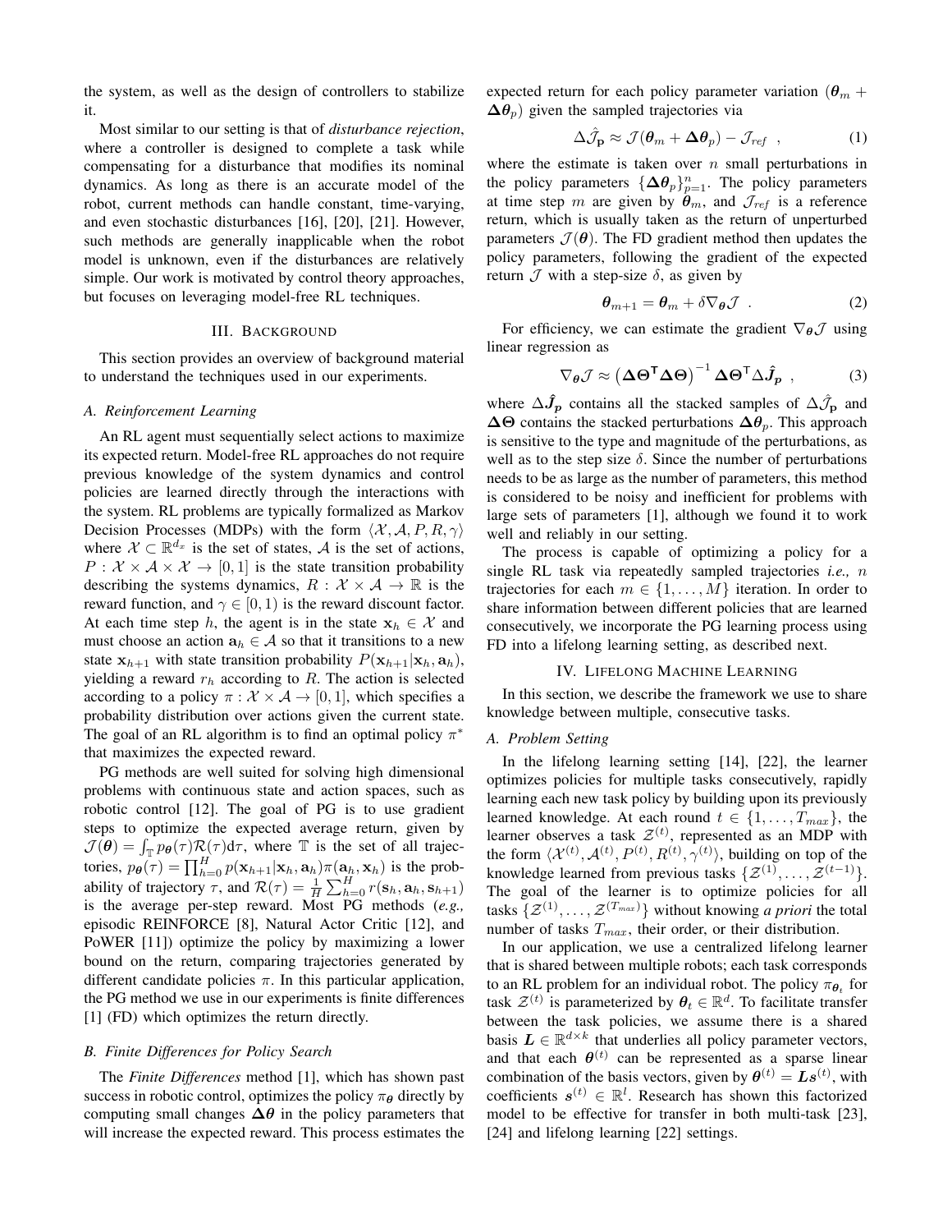the system, as well as the design of controllers to stabilize it.

Most similar to our setting is that of *disturbance rejection*, where a controller is designed to complete a task while compensating for a disturbance that modifies its nominal dynamics. As long as there is an accurate model of the robot, current methods can handle constant, time-varying, and even stochastic disturbances [16], [20], [21]. However, such methods are generally inapplicable when the robot model is unknown, even if the disturbances are relatively simple. Our work is motivated by control theory approaches, but focuses on leveraging model-free RL techniques.

## III. Background

This section provides an overview of background material to understand the techniques used in our experiments.

### A. Reinforcement Learning

An RL agent must sequentially select actions to maximize its expected return. Model-free RL approaches do not require previous knowledge of the system dynamics and control policies are learned directly through the interactions with the system. RL problems are typically formalized as Markov Decision Processes (MDPs) with the form $\langle \mathcal{X}, \mathcal{A}, P, R, \gamma \rangle$ where $\mathcal{X} \subset \mathbb{R}^{d_x}$ is the set of states, $\mathcal{A}$ is the set of actions, $P : \mathcal{X} \times \mathcal{A} \times \mathcal{X} \rightarrow [0, 1]$ is the state transition probability describing the systems dynamics, $R : \mathcal{X} \times \mathcal{A} \rightarrow \mathbb{R}$ is the reward function, and $\gamma \in [0, 1)$ is the reward discount factor. At each time step $h$, the agent is in the state $\mathbf{x}_h \in \mathcal{X}$ and must choose an action $\mathbf{a}_h \in \mathcal{A}$ so that it transitions to a new state $\mathbf{x}_{h+1}$ with state transition probability $P(\mathbf{x}_{h+1}|\mathbf{x}_h, \mathbf{a}_h)$, yielding a reward $r_h$ according to $R$. The action is selected according to a policy $\pi : \mathcal{X} \times \mathcal{A} \rightarrow [0, 1]$, which specifies a probability distribution over actions given the current state. The goal of an RL algorithm is to find an optimal policy $\pi^*$ that maximizes the expected reward.

PG methods are well suited for solving high dimensional problems with continuous state and action spaces, such as robotic control [12]. The goal of PG is to use gradient steps to optimize the expected average return, given by $\mathcal{J}(\boldsymbol{\theta}) = \int_{\mathbb{T}} p_{\boldsymbol{\theta}}(\tau)\mathcal{R}(\tau)\mathrm{d}\tau$, where $\mathbb{T}$ is the set of all trajectories, $p_{\boldsymbol{\theta}}(\tau) = \prod_{h=0}^{H} p(\mathbf{x}_{h+1}|\mathbf{x}_h, \mathbf{a}_h)\pi(\mathbf{a}_h, \mathbf{x}_h)$ is the probability of trajectory $\tau$, and $\mathcal{R}(\tau) = \frac{1}{H}\sum_{h=0}^{H} r(\mathbf{s}_h, \mathbf{a}_h, \mathbf{s}_{h+1})$ is the average per-step reward. Most PG methods (*e.g.,* episodic REINFORCE [8], Natural Actor Critic [12], and PoWER [11]) optimize the policy by maximizing a lower bound on the return, comparing trajectories generated by different candidate policies $\pi$. In this particular application, the PG method we use in our experiments is finite differences [1] (FD) which optimizes the return directly.

### B. Finite Differences for Policy Search

The *Finite Differences* method [1], which has shown past success in robotic control, optimizes the policy $\pi_{\boldsymbol{\theta}}$ directly by computing small changes $\boldsymbol{\Delta\theta}$ in the policy parameters that will increase the expected reward. This process estimates the expected return for each policy parameter variation ($\boldsymbol{\theta}_m + \boldsymbol{\Delta\theta}_p$) given the sampled trajectories via

$$\Delta\hat{\mathcal{J}}_{\mathbf{p}} \approx \mathcal{J}(\boldsymbol{\theta}_m + \boldsymbol{\Delta\theta}_p) - \mathcal{J}_{ref} \ , \tag{1}$$

where the estimate is taken over $n$ small perturbations in the policy parameters $\{\boldsymbol{\Delta\theta}_p\}_{p=1}^{n}$. The policy parameters at time step $m$ are given by $\boldsymbol{\theta}_m$, and $\mathcal{J}_{ref}$ is a reference return, which is usually taken as the return of unperturbed parameters $\mathcal{J}(\boldsymbol{\theta})$. The FD gradient method then updates the policy parameters, following the gradient of the expected return $\mathcal{J}$ with a step-size $\delta$, as given by

$$\boldsymbol{\theta}_{m+1} = \boldsymbol{\theta}_m + \delta\nabla_{\boldsymbol{\theta}}\mathcal{J} \ . \tag{2}$$

For efficiency, we can estimate the gradient $\nabla_{\boldsymbol{\theta}}\mathcal{J}$ using linear regression as

$$\nabla_{\boldsymbol{\theta}}\mathcal{J} \approx \left(\boldsymbol{\Delta\Theta}^{\mathsf{T}}\boldsymbol{\Delta\Theta}\right)^{-1}\boldsymbol{\Delta\Theta}^{\mathsf{T}}\Delta\hat{\boldsymbol{J}}_{\boldsymbol{p}} \ , \tag{3}$$

where $\Delta\hat{\boldsymbol{J}}_{\boldsymbol{p}}$ contains all the stacked samples of $\Delta\hat{\mathcal{J}}_{\mathbf{p}}$ and $\boldsymbol{\Delta\Theta}$ contains the stacked perturbations $\boldsymbol{\Delta\theta}_p$. This approach is sensitive to the type and magnitude of the perturbations, as well as to the step size $\delta$. Since the number of perturbations needs to be as large as the number of parameters, this method is considered to be noisy and inefficient for problems with large sets of parameters [1], although we found it to work well and reliably in our setting.

The process is capable of optimizing a policy for a single RL task via repeatedly sampled trajectories *i.e.,* $n$ trajectories for each $m \in \{1, \ldots, M\}$ iteration. In order to share information between different policies that are learned consecutively, we incorporate the PG learning process using FD into a lifelong learning setting, as described next.

## IV. Lifelong Machine Learning

In this section, we describe the framework we use to share knowledge between multiple, consecutive tasks.

### A. Problem Setting

In the lifelong learning setting [14], [22], the learner optimizes policies for multiple tasks consecutively, rapidly learning each new task policy by building upon its previously learned knowledge. At each round $t \in \{1, \ldots, T_{max}\}$, the learner observes a task $\mathcal{Z}^{(t)}$, represented as an MDP with the form $\langle \mathcal{X}^{(t)}, \mathcal{A}^{(t)}, P^{(t)}, R^{(t)}, \gamma^{(t)} \rangle$, building on top of the knowledge learned from previous tasks $\{\mathcal{Z}^{(1)}, \ldots, \mathcal{Z}^{(t-1)}\}$. The goal of the learner is to optimize policies for all tasks $\{\mathcal{Z}^{(1)}, \ldots, \mathcal{Z}^{(T_{max})}\}$ without knowing *a priori* the total number of tasks $T_{max}$, their order, or their distribution.

In our application, we use a centralized lifelong learner that is shared between multiple robots; each task corresponds to an RL problem for an individual robot. The policy $\pi_{\boldsymbol{\theta}_t}$ for task $\mathcal{Z}^{(t)}$ is parameterized by $\boldsymbol{\theta}_t \in \mathbb{R}^d$. To facilitate transfer between the task policies, we assume there is a shared basis $\boldsymbol{L} \in \mathbb{R}^{d \times k}$ that underlies all policy parameter vectors, and that each $\boldsymbol{\theta}^{(t)}$ can be represented as a sparse linear combination of the basis vectors, given by $\boldsymbol{\theta}^{(t)} = \boldsymbol{L}\boldsymbol{s}^{(t)}$, with coefficients $\boldsymbol{s}^{(t)} \in \mathbb{R}^l$. Research has shown this factorized model to be effective for transfer in both multi-task [23], [24] and lifelong learning [22] settings.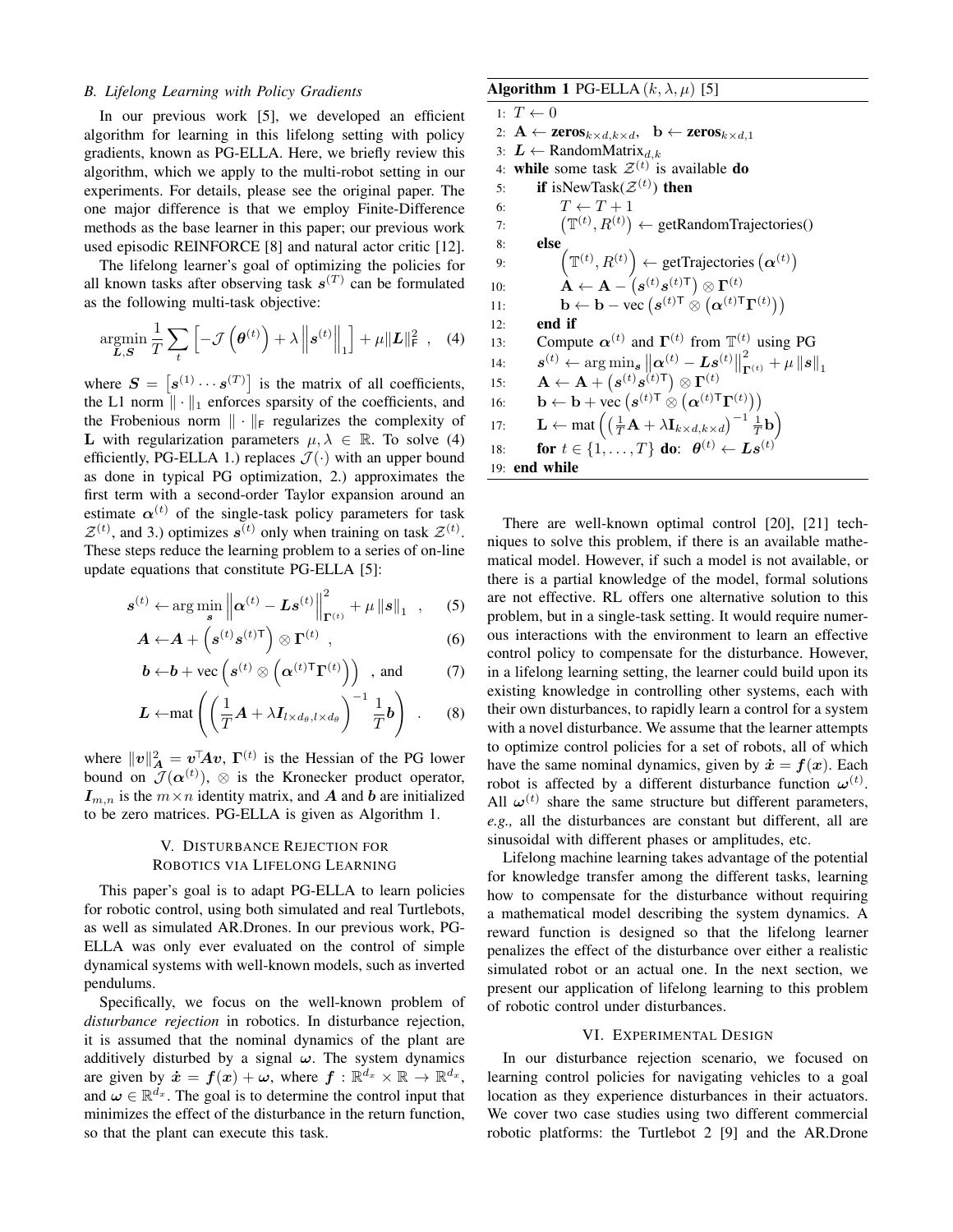### B. Lifelong Learning with Policy Gradients

In our previous work [5], we developed an efficient algorithm for learning in this lifelong setting with policy gradients, known as PG-ELLA. Here, we briefly review this algorithm, which we apply to the multi-robot setting in our experiments. For details, please see the original paper. The one major difference is that we employ Finite-Difference methods as the base learner in this paper; our previous work used episodic REINFORCE [8] and natural actor critic [12].

The lifelong learner's goal of optimizing the policies for all known tasks after observing task $\boldsymbol{s}^{(T)}$ can be formulated as the following multi-task objective:

$$\underset{\boldsymbol{L},\boldsymbol{S}}{\operatorname{argmin}} \frac{1}{T} \sum_{t} \left[ -\mathcal{J}\left(\boldsymbol{\theta}^{(t)}\right) + \lambda \left\| \boldsymbol{s}^{(t)} \right\|_{1} \right] + \mu \|\boldsymbol{L}\|_{\mathsf{F}}^{2} \quad , \quad (4)$$

where $\boldsymbol{S} = \left[\boldsymbol{s}^{(1)} \cdots \boldsymbol{s}^{(T)}\right]$ is the matrix of all coefficients, the L1 norm $\|\cdot\|_1$ enforces sparsity of the coefficients, and the Frobenious norm $\|\cdot\|_{\mathsf{F}}$ regularizes the complexity of $\mathbf{L}$ with regularization parameters $\mu, \lambda \in \mathbb{R}$. To solve (4) efficiently, PG-ELLA 1.) replaces $\mathcal{J}(\cdot)$ with an upper bound as done in typical PG optimization, 2.) approximates the first term with a second-order Taylor expansion around an estimate $\boldsymbol{\alpha}^{(t)}$ of the single-task policy parameters for task $\mathcal{Z}^{(t)}$, and 3.) optimizes $\boldsymbol{s}^{(t)}$ only when training on task $\mathcal{Z}^{(t)}$. These steps reduce the learning problem to a series of on-line update equations that constitute PG-ELLA [5]:

$$\boldsymbol{s}^{(t)} \leftarrow \arg\min_{\boldsymbol{s}} \left\| \boldsymbol{\alpha}^{(t)} - \boldsymbol{L}\boldsymbol{s}^{(t)} \right\|_{\boldsymbol{\Gamma}^{(t)}}^{2} + \mu \left\|\boldsymbol{s}\right\|_1 \quad , \quad (5)$$

$$\boldsymbol{A} \leftarrow \boldsymbol{A} + \left(\boldsymbol{s}^{(t)}\boldsymbol{s}^{(t)\mathsf{T}}\right) \otimes \boldsymbol{\Gamma}^{(t)} \quad , \quad (6)$$

$$\boldsymbol{b} \leftarrow \boldsymbol{b} + \operatorname{vec}\left(\boldsymbol{s}^{(t)} \otimes \left(\boldsymbol{\alpha}^{(t)\mathsf{T}}\boldsymbol{\Gamma}^{(t)}\right)\right) \quad \text{, and} \quad (7)$$

$$\boldsymbol{L} \leftarrow \operatorname{mat}\left( \left( \frac{1}{T}\boldsymbol{A} + \lambda \boldsymbol{I}_{l\times d_\theta, l\times d_\theta} \right)^{-1} \frac{1}{T}\boldsymbol{b} \right) \quad . \quad (8)$$

where $\|\boldsymbol{v}\|_{\boldsymbol{A}}^2 = \boldsymbol{v}^{\top}\boldsymbol{A}\boldsymbol{v}$, $\boldsymbol{\Gamma}^{(t)}$ is the Hessian of the PG lower bound on $\mathcal{J}(\boldsymbol{\alpha}^{(t)})$, $\otimes$ is the Kronecker product operator, $\boldsymbol{I}_{m,n}$ is the $m \times n$ identity matrix, and $\boldsymbol{A}$ and $\boldsymbol{b}$ are initialized to be zero matrices. PG-ELLA is given as Algorithm 1.

**Algorithm 1** PG-ELLA $(k, \lambda, \mu)$ [5]

```
1:  T ← 0
2:  A ← zeros_{k×d,k×d},   b ← zeros_{k×d,1}
3:  L ← RandomMatrix_{d,k}
4:  while some task Z^(t) is available do
5:      if isNewTask(Z^(t)) then
6:          T ← T + 1
7:          (𝕋^(t), R^(t)) ← getRandomTrajectories()
8:      else
9:          (𝕋^(t), R^(t)) ← getTrajectories(α^(t))
10:         A ← A − (s^(t) s^(t)T) ⊗ Γ^(t)
11:         b ← b − vec(s^(t)T ⊗ (α^(t)T Γ^(t)))
12:     end if
13:     Compute α^(t) and Γ^(t) from 𝕋^(t) using PG
14:     s^(t) ← arg min_s ||α^(t) − L s^(t)||²_{Γ^(t)} + μ ||s||_1
15:     A ← A + (s^(t) s^(t)T) ⊗ Γ^(t)
16:     b ← b + vec(s^(t)T ⊗ (α^(t)T Γ^(t)))
17:     L ← mat(((1/T) A + λ I_{k×d,k×d})^{-1} (1/T) b)
18:     for t ∈ {1, ..., T} do:  θ^(t) ← L s^(t)
19: end while
```

## V. Disturbance Rejection for Robotics via Lifelong Learning

This paper's goal is to adapt PG-ELLA to learn policies for robotic control, using both simulated and real Turtlebots, as well as simulated AR.Drones. In our previous work, PG-ELLA was only ever evaluated on the control of simple dynamical systems with well-known models, such as inverted pendulums.

Specifically, we focus on the well-known problem of *disturbance rejection* in robotics. In disturbance rejection, it is assumed that the nominal dynamics of the plant are additively disturbed by a signal $\boldsymbol{\omega}$. The system dynamics are given by $\dot{\boldsymbol{x}} = \boldsymbol{f}(\boldsymbol{x}) + \boldsymbol{\omega}$, where $\boldsymbol{f} : \mathbb{R}^{d_x} \times \mathbb{R} \rightarrow \mathbb{R}^{d_x}$, and $\boldsymbol{\omega} \in \mathbb{R}^{d_x}$. The goal is to determine the control input that minimizes the effect of the disturbance in the return function, so that the plant can execute this task.

There are well-known optimal control [20], [21] techniques to solve this problem, if there is an available mathematical model. However, if such a model is not available, or there is a partial knowledge of the model, formal solutions are not effective. RL offers one alternative solution to this problem, but in a single-task setting. It would require numerous interactions with the environment to learn an effective control policy to compensate for the disturbance. However, in a lifelong learning setting, the learner could build upon its existing knowledge in controlling other systems, each with their own disturbances, to rapidly learn a control for a system with a novel disturbance. We assume that the learner attempts to optimize control policies for a set of robots, all of which have the same nominal dynamics, given by $\dot{\boldsymbol{x}} = \boldsymbol{f}(\boldsymbol{x})$. Each robot is affected by a different disturbance function $\boldsymbol{\omega}^{(t)}$. All $\boldsymbol{\omega}^{(t)}$ share the same structure but different parameters, *e.g.,* all the disturbances are constant but different, all are sinusoidal with different phases or amplitudes, etc.

Lifelong machine learning takes advantage of the potential for knowledge transfer among the different tasks, learning how to compensate for the disturbance without requiring a mathematical model describing the system dynamics. A reward function is designed so that the lifelong learner penalizes the effect of the disturbance over either a realistic simulated robot or an actual one. In the next section, we present our application of lifelong learning to this problem of robotic control under disturbances.

## VI. Experimental Design

In our disturbance rejection scenario, we focused on learning control policies for navigating vehicles to a goal location as they experience disturbances in their actuators. We cover two case studies using two different commercial robotic platforms: the Turtlebot 2 [9] and the AR.Drone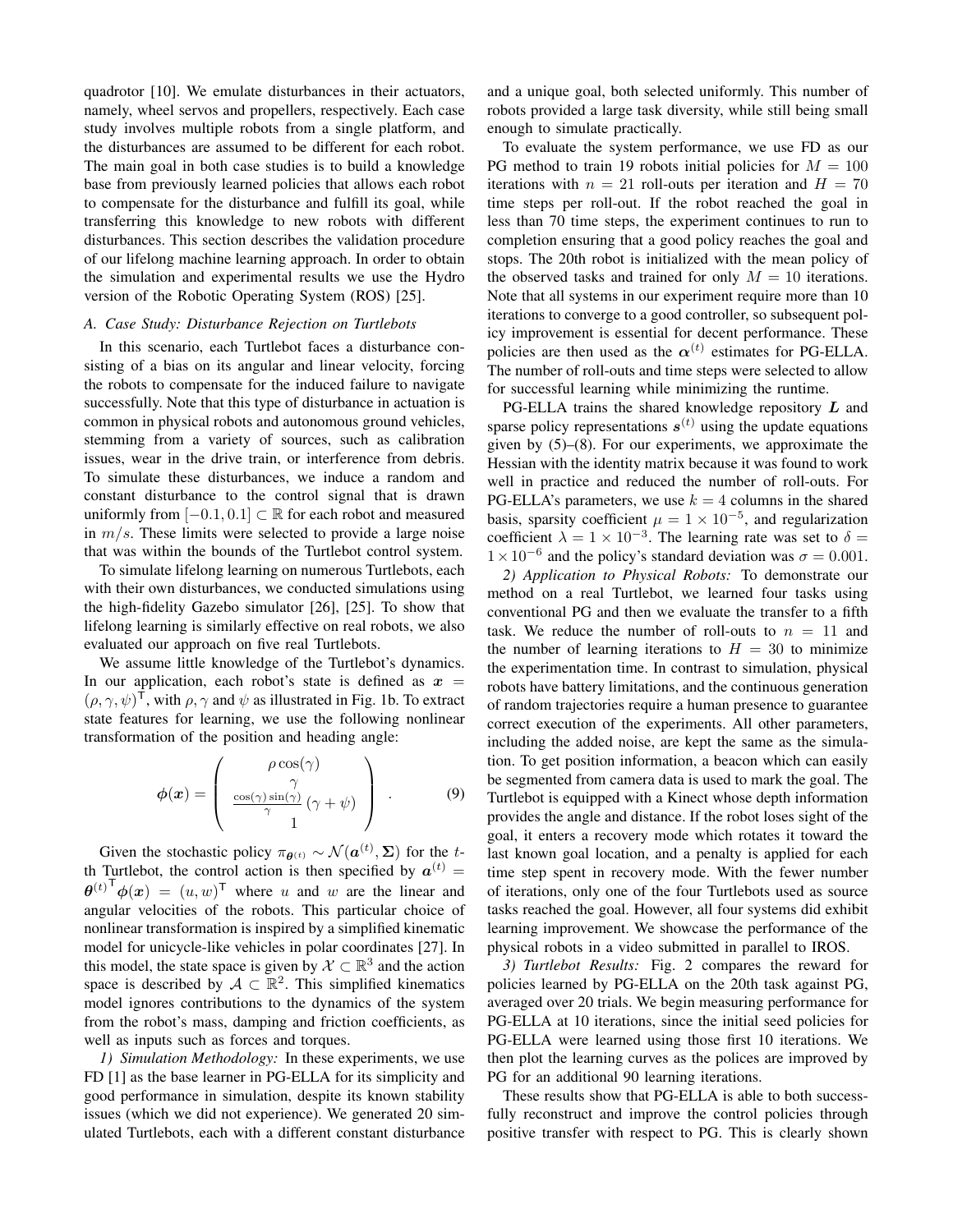quadrotor [10]. We emulate disturbances in their actuators, namely, wheel servos and propellers, respectively. Each case study involves multiple robots from a single platform, and the disturbances are assumed to be different for each robot. The main goal in both case studies is to build a knowledge base from previously learned policies that allows each robot to compensate for the disturbance and fulfill its goal, while transferring this knowledge to new robots with different disturbances. This section describes the validation procedure of our lifelong machine learning approach. In order to obtain the simulation and experimental results we use the Hydro version of the Robotic Operating System (ROS) [25].

### *A. Case Study: Disturbance Rejection on Turtlebots*

In this scenario, each Turtlebot faces a disturbance consisting of a bias on its angular and linear velocity, forcing the robots to compensate for the induced failure to navigate successfully. Note that this type of disturbance in actuation is common in physical robots and autonomous ground vehicles, stemming from a variety of sources, such as calibration issues, wear in the drive train, or interference from debris. To simulate these disturbances, we induce a random and constant disturbance to the control signal that is drawn uniformly from $[-0.1, 0.1] \subset \mathbb{R}$ for each robot and measured in $m/s$. These limits were selected to provide a large noise that was within the bounds of the Turtlebot control system.

To simulate lifelong learning on numerous Turtlebots, each with their own disturbances, we conducted simulations using the high-fidelity Gazebo simulator [26], [25]. To show that lifelong learning is similarly effective on real robots, we also evaluated our approach on five real Turtlebots.

We assume little knowledge of the Turtlebot's dynamics. In our application, each robot's state is defined as $\boldsymbol{x} = (\rho, \gamma, \psi)^\mathsf{T}$, with $\rho, \gamma$ and $\psi$ as illustrated in Fig. 1b. To extract state features for learning, we use the following nonlinear transformation of the position and heading angle:

$$\boldsymbol{\phi}(\boldsymbol{x}) = \begin{pmatrix} \rho\cos(\gamma) \\ \gamma \\ \frac{\cos(\gamma)\sin(\gamma)}{\gamma}(\gamma + \psi) \\ 1 \end{pmatrix} . \tag{9}$$

Given the stochastic policy $\pi_{\boldsymbol{\theta}^{(t)}} \sim \mathcal{N}(\boldsymbol{a}^{(t)}, \boldsymbol{\Sigma})$ for the $t$-th Turtlebot, the control action is then specified by $\boldsymbol{a}^{(t)} = {\boldsymbol{\theta}^{(t)}}^\mathsf{T}\boldsymbol{\phi}(\boldsymbol{x}) = (u, w)^\mathsf{T}$ where $u$ and $w$ are the linear and angular velocities of the robots. This particular choice of nonlinear transformation is inspired by a simplified kinematic model for unicycle-like vehicles in polar coordinates [27]. In this model, the state space is given by $\mathcal{X} \subset \mathbb{R}^3$ and the action space is described by $\mathcal{A} \subset \mathbb{R}^2$. This simplified kinematics model ignores contributions to the dynamics of the system from the robot's mass, damping and friction coefficients, as well as inputs such as forces and torques.

*1) Simulation Methodology:* In these experiments, we use FD [1] as the base learner in PG-ELLA for its simplicity and good performance in simulation, despite its known stability issues (which we did not experience). We generated 20 simulated Turtlebots, each with a different constant disturbance and a unique goal, both selected uniformly. This number of robots provided a large task diversity, while still being small enough to simulate practically.

To evaluate the system performance, we use FD as our PG method to train 19 robots initial policies for $M = 100$ iterations with $n = 21$ roll-outs per iteration and $H = 70$ time steps per roll-out. If the robot reached the goal in less than 70 time steps, the experiment continues to run to completion ensuring that a good policy reaches the goal and stops. The 20th robot is initialized with the mean policy of the observed tasks and trained for only $M = 10$ iterations. Note that all systems in our experiment require more than 10 iterations to converge to a good controller, so subsequent policy improvement is essential for decent performance. These policies are then used as the $\boldsymbol{\alpha}^{(t)}$ estimates for PG-ELLA. The number of roll-outs and time steps were selected to allow for successful learning while minimizing the runtime.

PG-ELLA trains the shared knowledge repository $\boldsymbol{L}$ and sparse policy representations $\boldsymbol{s}^{(t)}$ using the update equations given by (5)–(8). For our experiments, we approximate the Hessian with the identity matrix because it was found to work well in practice and reduced the number of roll-outs. For PG-ELLA's parameters, we use $k = 4$ columns in the shared basis, sparsity coefficient $\mu = 1 \times 10^{-5}$, and regularization coefficient $\lambda = 1 \times 10^{-3}$. The learning rate was set to $\delta = 1 \times 10^{-6}$ and the policy's standard deviation was $\sigma = 0.001$.

*2) Application to Physical Robots:* To demonstrate our method on a real Turtlebot, we learned four tasks using conventional PG and then we evaluate the transfer to a fifth task. We reduce the number of roll-outs to $n = 11$ and the number of learning iterations to $H = 30$ to minimize the experimentation time. In contrast to simulation, physical robots have battery limitations, and the continuous generation of random trajectories require a human presence to guarantee correct execution of the experiments. All other parameters, including the added noise, are kept the same as the simulation. To get position information, a beacon which can easily be segmented from camera data is used to mark the goal. The Turtlebot is equipped with a Kinect whose depth information provides the angle and distance. If the robot loses sight of the goal, it enters a recovery mode which rotates it toward the last known goal location, and a penalty is applied for each time step spent in recovery mode. With the fewer number of iterations, only one of the four Turtlebots used as source tasks reached the goal. However, all four systems did exhibit learning improvement. We showcase the performance of the physical robots in a video submitted in parallel to IROS.

*3) Turtlebot Results:* Fig. 2 compares the reward for policies learned by PG-ELLA on the 20th task against PG, averaged over 20 trials. We begin measuring performance for PG-ELLA at 10 iterations, since the initial seed policies for PG-ELLA were learned using those first 10 iterations. We then plot the learning curves as the polices are improved by PG for an additional 90 learning iterations.

These results show that PG-ELLA is able to both successfully reconstruct and improve the control policies through positive transfer with respect to PG. This is clearly shown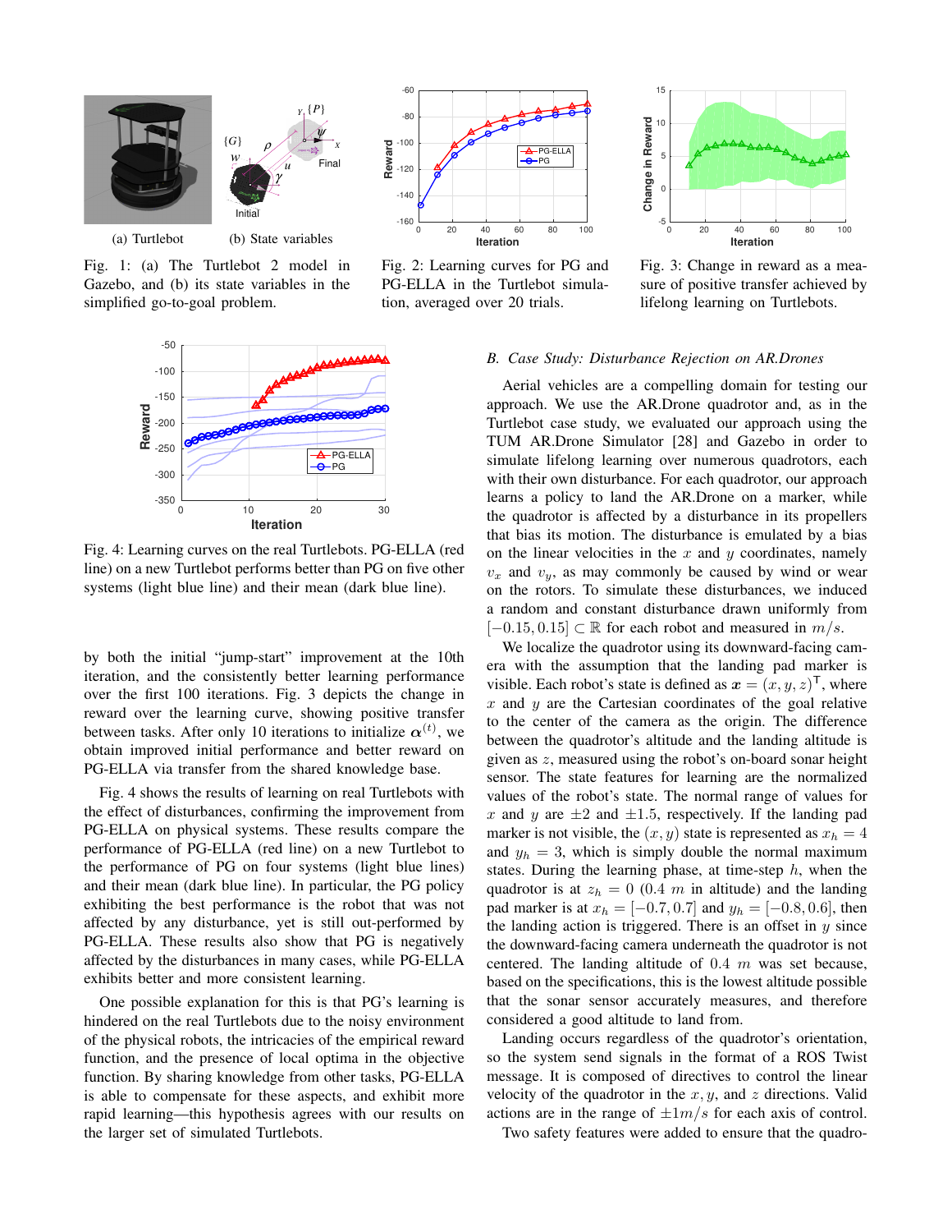(a) Turtlebot (b) State variables

Fig. 1: (a) The Turtlebot 2 model in Gazebo, and (b) its state variables in the simplified go-to-goal problem.

Fig. 2: Learning curves for PG and PG-ELLA in the Turtlebot simulation, averaged over 20 trials.

Fig. 3: Change in reward as a measure of positive transfer achieved by lifelong learning on Turtlebots.

Fig. 4: Learning curves on the real Turtlebots. PG-ELLA (red line) on a new Turtlebot performs better than PG on five other systems (light blue line) and their mean (dark blue line).

by both the initial "jump-start" improvement at the 10th iteration, and the consistently better learning performance over the first 100 iterations. Fig. 3 depicts the change in reward over the learning curve, showing positive transfer between tasks. After only 10 iterations to initialize $\boldsymbol{\alpha}^{(t)}$, we obtain improved initial performance and better reward on PG-ELLA via transfer from the shared knowledge base.

Fig. 4 shows the results of learning on real Turtlebots with the effect of disturbances, confirming the improvement from PG-ELLA on physical systems. These results compare the performance of PG-ELLA (red line) on a new Turtlebot to the performance of PG on four systems (light blue lines) and their mean (dark blue line). In particular, the PG policy exhibiting the best performance is the robot that was not affected by any disturbance, yet is still out-performed by PG-ELLA. These results also show that PG is negatively affected by the disturbances in many cases, while PG-ELLA exhibits better and more consistent learning.

One possible explanation for this is that PG's learning is hindered on the real Turtlebots due to the noisy environment of the physical robots, the intricacies of the empirical reward function, and the presence of local optima in the objective function. By sharing knowledge from other tasks, PG-ELLA is able to compensate for these aspects, and exhibit more rapid learning—this hypothesis agrees with our results on the larger set of simulated Turtlebots.

### *B. Case Study: Disturbance Rejection on AR.Drones*

Aerial vehicles are a compelling domain for testing our approach. We use the AR.Drone quadrotor and, as in the Turtlebot case study, we evaluated our approach using the TUM AR.Drone Simulator [28] and Gazebo in order to simulate lifelong learning over numerous quadrotors, each with their own disturbance. For each quadrotor, our approach learns a policy to land the AR.Drone on a marker, while the quadrotor is affected by a disturbance in its propellers that bias its motion. The disturbance is emulated by a bias on the linear velocities in the $x$ and $y$ coordinates, namely $v_x$ and $v_y$, as may commonly be caused by wind or wear on the rotors. To simulate these disturbances, we induced a random and constant disturbance drawn uniformly from $[-0.15, 0.15] \subset \mathbb{R}$ for each robot and measured in $m/s$.

We localize the quadrotor using its downward-facing camera with the assumption that the landing pad marker is visible. Each robot's state is defined as $\boldsymbol{x} = (x, y, z)^{\mathsf{T}}$, where $x$ and $y$ are the Cartesian coordinates of the goal relative to the center of the camera as the origin. The difference between the quadrotor's altitude and the landing altitude is given as $z$, measured using the robot's on-board sonar height sensor. The state features for learning are the normalized values of the robot's state. The normal range of values for $x$ and $y$ are $\pm 2$ and $\pm 1.5$, respectively. If the landing pad marker is not visible, the $(x, y)$ state is represented as $x_h = 4$ and $y_h = 3$, which is simply double the normal maximum states. During the learning phase, at time-step $h$, when the quadrotor is at $z_h = 0$ ($0.4$ $m$ in altitude) and the landing pad marker is at $x_h = [-0.7, 0.7]$ and $y_h = [-0.8, 0.6]$, then the landing action is triggered. There is an offset in $y$ since the downward-facing camera underneath the quadrotor is not centered. The landing altitude of $0.4$ $m$ was set because, based on the specifications, this is the lowest altitude possible that the sonar sensor accurately measures, and therefore considered a good altitude to land from.

Landing occurs regardless of the quadrotor's orientation, so the system send signals in the format of a ROS Twist message. It is composed of directives to control the linear velocity of the quadrotor in the $x, y$, and $z$ directions. Valid actions are in the range of $\pm 1 m/s$ for each axis of control.

Two safety features were added to ensure that the quadro-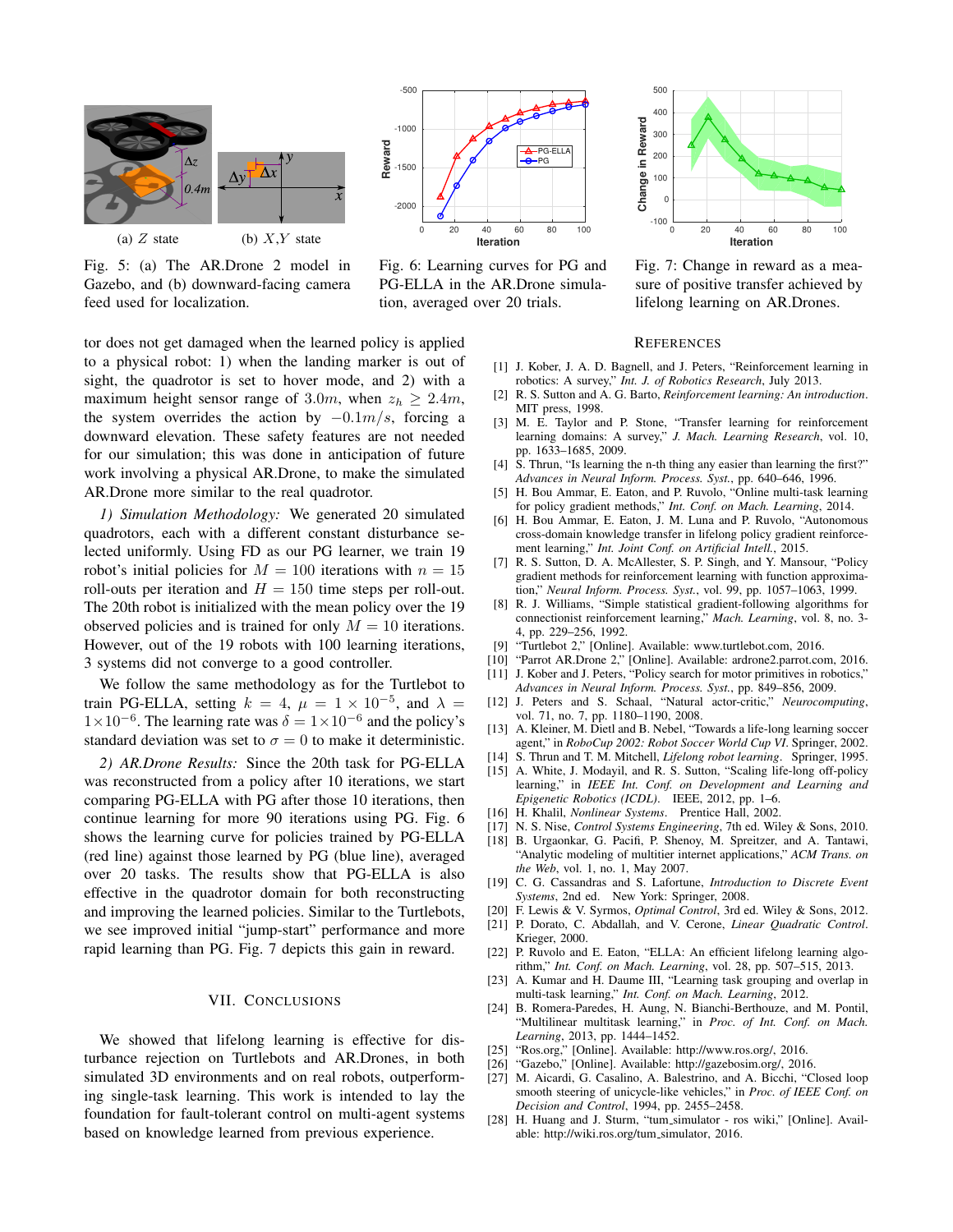(a) $Z$ state

$\Delta z$

$0.4m$

(b) $X$,$Y$ state

$\Delta y$ $\Delta x$ $y$ $x$

Fig. 5: (a) The AR.Drone 2 model in Gazebo, and (b) downward-facing camera feed used for localization.

Reward

-500
-1000
-1500
-2000

0 20 40 60 80 100

Iteration

PG-ELLA
PG

Fig. 6: Learning curves for PG and PG-ELLA in the AR.Drone simulation, averaged over 20 trials.

Change in Reward

500
400
300
200
100
0
-100

0 20 40 60 80 100

Iteration

Fig. 7: Change in reward as a measure of positive transfer achieved by lifelong learning on AR.Drones.

tor does not get damaged when the learned policy is applied to a physical robot: 1) when the landing marker is out of sight, the quadrotor is set to hover mode, and 2) with a maximum height sensor range of $3.0m$, when $z_h \geq 2.4m$, the system overrides the action by $-0.1m/s$, forcing a downward elevation. These safety features are not needed for our simulation; this was done in anticipation of future work involving a physical AR.Drone, to make the simulated AR.Drone more similar to the real quadrotor.

*1) Simulation Methodology:* We generated 20 simulated quadrotors, each with a different constant disturbance selected uniformly. Using FD as our PG learner, we train 19 robot's initial policies for $M = 100$ iterations with $n = 15$ roll-outs per iteration and $H = 150$ time steps per roll-out. The 20th robot is initialized with the mean policy over the 19 observed policies and is trained for only $M = 10$ iterations. However, out of the 19 robots with 100 learning iterations, 3 systems did not converge to a good controller.

We follow the same methodology as for the Turtlebot to train PG-ELLA, setting $k = 4$, $\mu = 1 \times 10^{-5}$, and $\lambda = 1 \times 10^{-6}$. The learning rate was $\delta = 1 \times 10^{-6}$ and the policy's standard deviation was set to $\sigma = 0$ to make it deterministic.

*2) AR.Drone Results:* Since the 20th task for PG-ELLA was reconstructed from a policy after 10 iterations, we start comparing PG-ELLA with PG after those 10 iterations, then continue learning for more 90 iterations using PG. Fig. 6 shows the learning curve for policies trained by PG-ELLA (red line) against those learned by PG (blue line), averaged over 20 tasks. The results show that PG-ELLA is also effective in the quadrotor domain for both reconstructing and improving the learned policies. Similar to the Turtlebots, we see improved initial "jump-start" performance and more rapid learning than PG. Fig. 7 depicts this gain in reward.

## VII. Conclusions

We showed that lifelong learning is effective for disturbance rejection on Turtlebots and AR.Drones, in both simulated 3D environments and on real robots, outperforming single-task learning. This work is intended to lay the foundation for fault-tolerant control on multi-agent systems based on knowledge learned from previous experience.

## References

[1] J. Kober, J. A. D. Bagnell, and J. Peters, "Reinforcement learning in robotics: A survey," *Int. J. of Robotics Research*, July 2013.

[2] R. S. Sutton and A. G. Barto, *Reinforcement learning: An introduction*. MIT press, 1998.

[3] M. E. Taylor and P. Stone, "Transfer learning for reinforcement learning domains: A survey," *J. Mach. Learning Research*, vol. 10, pp. 1633–1685, 2009.

[4] S. Thrun, "Is learning the n-th thing any easier than learning the first?" *Advances in Neural Inform. Process. Syst.*, pp. 640–646, 1996.

[5] H. Bou Ammar, E. Eaton, and P. Ruvolo, "Online multi-task learning for policy gradient methods," *Int. Conf. on Mach. Learning*, 2014.

[6] H. Bou Ammar, E. Eaton, J. M. Luna and P. Ruvolo, "Autonomous cross-domain knowledge transfer in lifelong policy gradient reinforcement learning," *Int. Joint Conf. on Artificial Intell.*, 2015.

[7] R. S. Sutton, D. A. McAllester, S. P. Singh, and Y. Mansour, "Policy gradient methods for reinforcement learning with function approximation," *Neural Inform. Process. Syst.*, vol. 99, pp. 1057–1063, 1999.

[8] R. J. Williams, "Simple statistical gradient-following algorithms for connectionist reinforcement learning," *Mach. Learning*, vol. 8, no. 3-4, pp. 229–256, 1992.

[9] "Turtlebot 2," [Online]. Available: www.turtlebot.com, 2016.

[10] "Parrot AR.Drone 2," [Online]. Available: ardrone2.parrot.com, 2016.

[11] J. Kober and J. Peters, "Policy search for motor primitives in robotics," *Advances in Neural Inform. Process. Syst.*, pp. 849–856, 2009.

[12] J. Peters and S. Schaal, "Natural actor-critic," *Neurocomputing*, vol. 71, no. 7, pp. 1180–1190, 2008.

[13] A. Kleiner, M. Dietl and B. Nebel, "Towards a life-long learning soccer agent," in *RoboCup 2002: Robot Soccer World Cup VI*. Springer, 2002.

[14] S. Thrun and T. M. Mitchell, *Lifelong robot learning*. Springer, 1995.

[15] A. White, J. Modayil, and R. S. Sutton, "Scaling life-long off-policy learning," in *IEEE Int. Conf. on Development and Learning and Epigenetic Robotics (ICDL)*. IEEE, 2012, pp. 1–6.

[16] H. Khalil, *Nonlinear Systems*. Prentice Hall, 2002.

[17] N. S. Nise, *Control Systems Engineering*, 7th ed. Wiley & Sons, 2010.

[18] B. Urgaonkar, G. Pacifi, P. Shenoy, M. Spreitzer, and A. Tantawi, "Analytic modeling of multitier internet applications," *ACM Trans. on the Web*, vol. 1, no. 1, May 2007.

[19] C. G. Cassandras and S. Lafortune, *Introduction to Discrete Event Systems*, 2nd ed. New York: Springer, 2008.

[20] F. Lewis & V. Syrmos, *Optimal Control*, 3rd ed. Wiley & Sons, 2012.

[21] P. Dorato, C. Abdallah, and V. Cerone, *Linear Quadratic Control*. Krieger, 2000.

[22] P. Ruvolo and E. Eaton, "ELLA: An efficient lifelong learning algorithm," *Int. Conf. on Mach. Learning*, vol. 28, pp. 507–515, 2013.

[23] A. Kumar and H. Daume III, "Learning task grouping and overlap in multi-task learning," *Int. Conf. on Mach. Learning*, 2012.

[24] B. Romera-Paredes, H. Aung, N. Bianchi-Berthouze, and M. Pontil, "Multilinear multitask learning," in *Proc. of Int. Conf. on Mach. Learning*, 2013, pp. 1444–1452.

[25] "Ros.org," [Online]. Available: http://www.ros.org/, 2016.

[26] "Gazebo," [Online]. Available: http://gazebosim.org/, 2016.

[27] M. Aicardi, G. Casalino, A. Balestrino, and A. Bicchi, "Closed loop smooth steering of unicycle-like vehicles," in *Proc. of IEEE Conf. on Decision and Control*, 1994, pp. 2455–2458.

[28] H. Huang and J. Sturm, "tum_simulator - ros wiki," [Online]. Available: http://wiki.ros.org/tum_simulator, 2016.